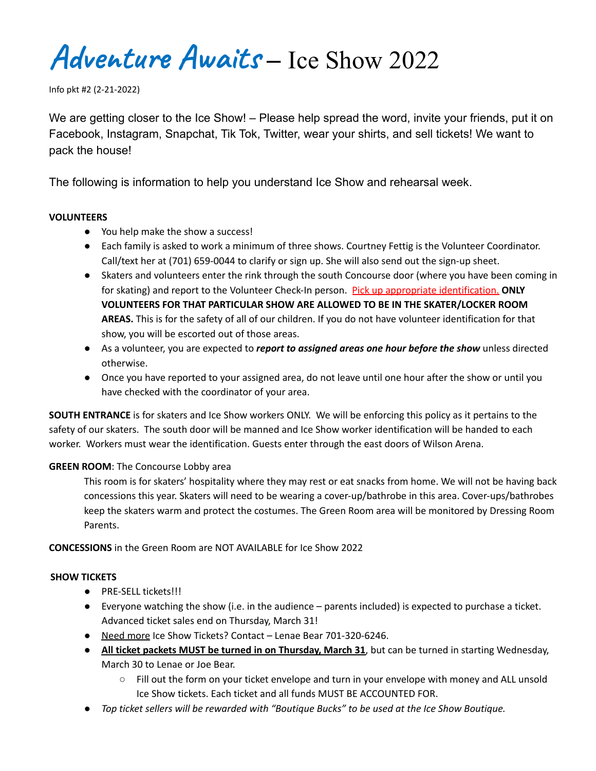# Adventure Awaits – Ice Show 2022

Info pkt #2 (2-21-2022)

We are getting closer to the Ice Show! – Please help spread the word, invite your friends, put it on Facebook, Instagram, Snapchat, Tik Tok, Twitter, wear your shirts, and sell tickets! We want to pack the house!

The following is information to help you understand Ice Show and rehearsal week.

**VOLUNTEERS**

- You help make the show a success!
- Each family is asked to work a minimum of three shows. Courtney Fettig is the Volunteer Coordinator. Call/text her at (701) 659-0044 to clarify or sign up. She will also send out the sign-up sheet.
- Skaters and volunteers enter the rink through the south Concourse door (where you have been coming in for skating) and report to the Volunteer Check-In person. Pick up appropriate identification. **ONLY VOLUNTEERS FOR THAT PARTICULAR SHOW ARE ALLOWED TO BE IN THE SKATER/LOCKER ROOM AREAS.** This is for the safety of all of our children. If you do not have volunteer identification for that show, you will be escorted out of those areas.
- As a volunteer, you are expected to ***report to assigned areas one hour before the show*** unless directed otherwise.
- Once you have reported to your assigned area, do not leave until one hour after the show or until you have checked with the coordinator of your area.

**SOUTH ENTRANCE** is for skaters and Ice Show workers ONLY. We will be enforcing this policy as it pertains to the safety of our skaters. The south door will be manned and Ice Show worker identification will be handed to each worker. Workers must wear the identification. Guests enter through the east doors of Wilson Arena.

**GREEN ROOM**: The Concourse Lobby area

This room is for skaters' hospitality where they may rest or eat snacks from home. We will not be having back concessions this year. Skaters will need to be wearing a cover-up/bathrobe in this area. Cover-ups/bathrobes keep the skaters warm and protect the costumes. The Green Room area will be monitored by Dressing Room Parents.

**CONCESSIONS** in the Green Room are NOT AVAILABLE for Ice Show 2022

**SHOW TICKETS**

- PRE-SELL tickets!!!
- Everyone watching the show (i.e. in the audience – parents included) is expected to purchase a ticket. Advanced ticket sales end on Thursday, March 31!
- Need more Ice Show Tickets? Contact – Lenae Bear 701-320-6246.
- **All ticket packets MUST be turned in on Thursday, March 31**, but can be turned in starting Wednesday, March 30 to Lenae or Joe Bear.
  - Fill out the form on your ticket envelope and turn in your envelope with money and ALL unsold Ice Show tickets. Each ticket and all funds MUST BE ACCOUNTED FOR.
- *Top ticket sellers will be rewarded with "Boutique Bucks" to be used at the Ice Show Boutique.*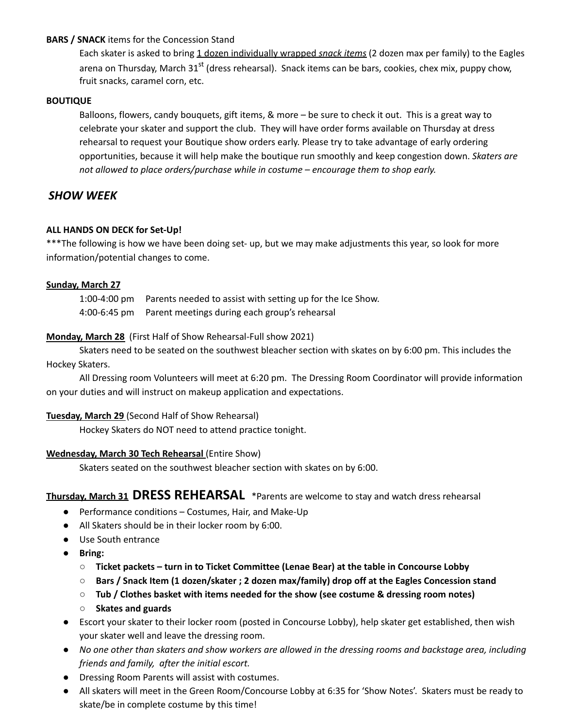**BARS / SNACK** items for the Concession Stand

Each skater is asked to bring 1 dozen individually wrapped *snack items* (2 dozen max per family) to the Eagles arena on Thursday, March 31st (dress rehearsal). Snack items can be bars, cookies, chex mix, puppy chow, fruit snacks, caramel corn, etc.

**BOUTIQUE**

Balloons, flowers, candy bouquets, gift items, & more – be sure to check it out. This is a great way to celebrate your skater and support the club. They will have order forms available on Thursday at dress rehearsal to request your Boutique show orders early. Please try to take advantage of early ordering opportunities, because it will help make the boutique run smoothly and keep congestion down. *Skaters are not allowed to place orders/purchase while in costume – encourage them to shop early.*

## *SHOW WEEK*

**ALL HANDS ON DECK for Set-Up!**

***The following is how we have been doing set- up, but we may make adjustments this year, so look for more information/potential changes to come.

**Sunday, March 27**

1:00-4:00 pm  Parents needed to assist with setting up for the Ice Show.
4:00-6:45 pm  Parent meetings during each group's rehearsal

**Monday, March 28** (First Half of Show Rehearsal-Full show 2021)

Skaters need to be seated on the southwest bleacher section with skates on by 6:00 pm. This includes the Hockey Skaters.

All Dressing room Volunteers will meet at 6:20 pm. The Dressing Room Coordinator will provide information on your duties and will instruct on makeup application and expectations.

**Tuesday, March 29** (Second Half of Show Rehearsal)

Hockey Skaters do NOT need to attend practice tonight.

**Wednesday, March 30 Tech Rehearsal** (Entire Show)

Skaters seated on the southwest bleacher section with skates on by 6:00.

**Thursday, March 31 DRESS REHEARSAL** *Parents are welcome to stay and watch dress rehearsal

- Performance conditions – Costumes, Hair, and Make-Up
- All Skaters should be in their locker room by 6:00.
- Use South entrance
- **Bring:**
  - **Ticket packets – turn in to Ticket Committee (Lenae Bear) at the table in Concourse Lobby**
  - **Bars / Snack Item (1 dozen/skater ; 2 dozen max/family) drop off at the Eagles Concession stand**
  - **Tub / Clothes basket with items needed for the show (see costume & dressing room notes)**
  - **Skates and guards**
- Escort your skater to their locker room (posted in Concourse Lobby), help skater get established, then wish your skater well and leave the dressing room.
- *No one other than skaters and show workers are allowed in the dressing rooms and backstage area, including friends and family, after the initial escort.*
- Dressing Room Parents will assist with costumes.
- All skaters will meet in the Green Room/Concourse Lobby at 6:35 for 'Show Notes'. Skaters must be ready to skate/be in complete costume by this time!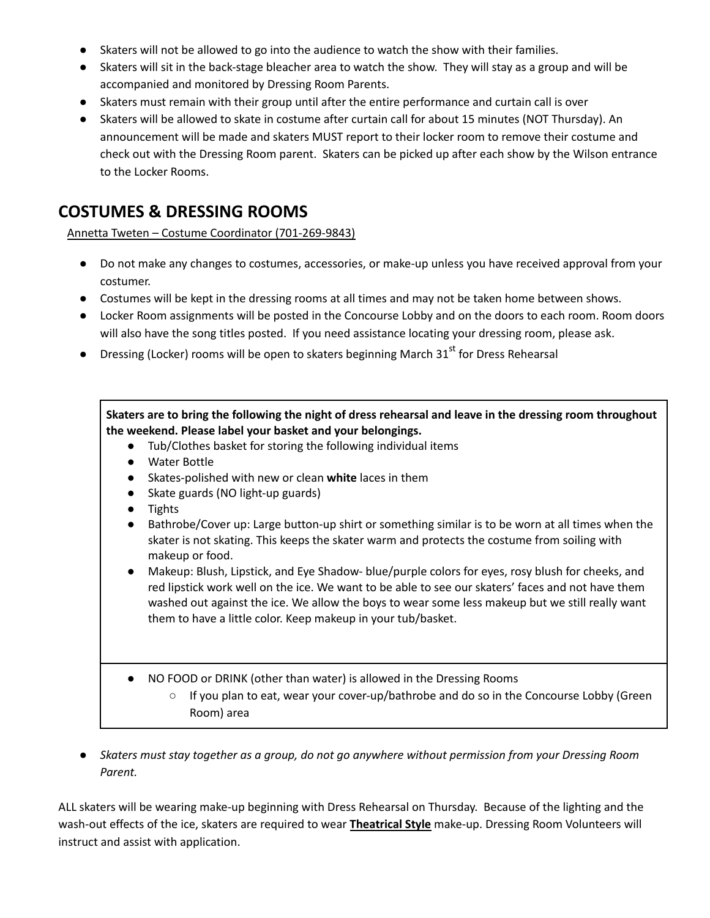- Skaters will not be allowed to go into the audience to watch the show with their families.
- Skaters will sit in the back-stage bleacher area to watch the show. They will stay as a group and will be accompanied and monitored by Dressing Room Parents.
- Skaters must remain with their group until after the entire performance and curtain call is over
- Skaters will be allowed to skate in costume after curtain call for about 15 minutes (NOT Thursday). An announcement will be made and skaters MUST report to their locker room to remove their costume and check out with the Dressing Room parent. Skaters can be picked up after each show by the Wilson entrance to the Locker Rooms.

## COSTUMES & DRESSING ROOMS

<u>Annetta Tweten – Costume Coordinator (701-269-9843)</u>

- Do not make any changes to costumes, accessories, or make-up unless you have received approval from your costumer.
- Costumes will be kept in the dressing rooms at all times and may not be taken home between shows.
- Locker Room assignments will be posted in the Concourse Lobby and on the doors to each room. Room doors will also have the song titles posted. If you need assistance locating your dressing room, please ask.
- Dressing (Locker) rooms will be open to skaters beginning March 31st for Dress Rehearsal

**Skaters are to bring the following the night of dress rehearsal and leave in the dressing room throughout the weekend. Please label your basket and your belongings.**

- Tub/Clothes basket for storing the following individual items
- Water Bottle
- Skates-polished with new or clean **white** laces in them
- Skate guards (NO light-up guards)
- Tights
- Bathrobe/Cover up: Large button-up shirt or something similar is to be worn at all times when the skater is not skating. This keeps the skater warm and protects the costume from soiling with makeup or food.
- Makeup: Blush, Lipstick, and Eye Shadow- blue/purple colors for eyes, rosy blush for cheeks, and red lipstick work well on the ice. We want to be able to see our skaters' faces and not have them washed out against the ice. We allow the boys to wear some less makeup but we still really want them to have a little color. Keep makeup in your tub/basket.

- NO FOOD or DRINK (other than water) is allowed in the Dressing Rooms
  - If you plan to eat, wear your cover-up/bathrobe and do so in the Concourse Lobby (Green Room) area

- *Skaters must stay together as a group, do not go anywhere without permission from your Dressing Room Parent.*

ALL skaters will be wearing make-up beginning with Dress Rehearsal on Thursday. Because of the lighting and the wash-out effects of the ice, skaters are required to wear <u>**Theatrical Style**</u> make-up. Dressing Room Volunteers will instruct and assist with application.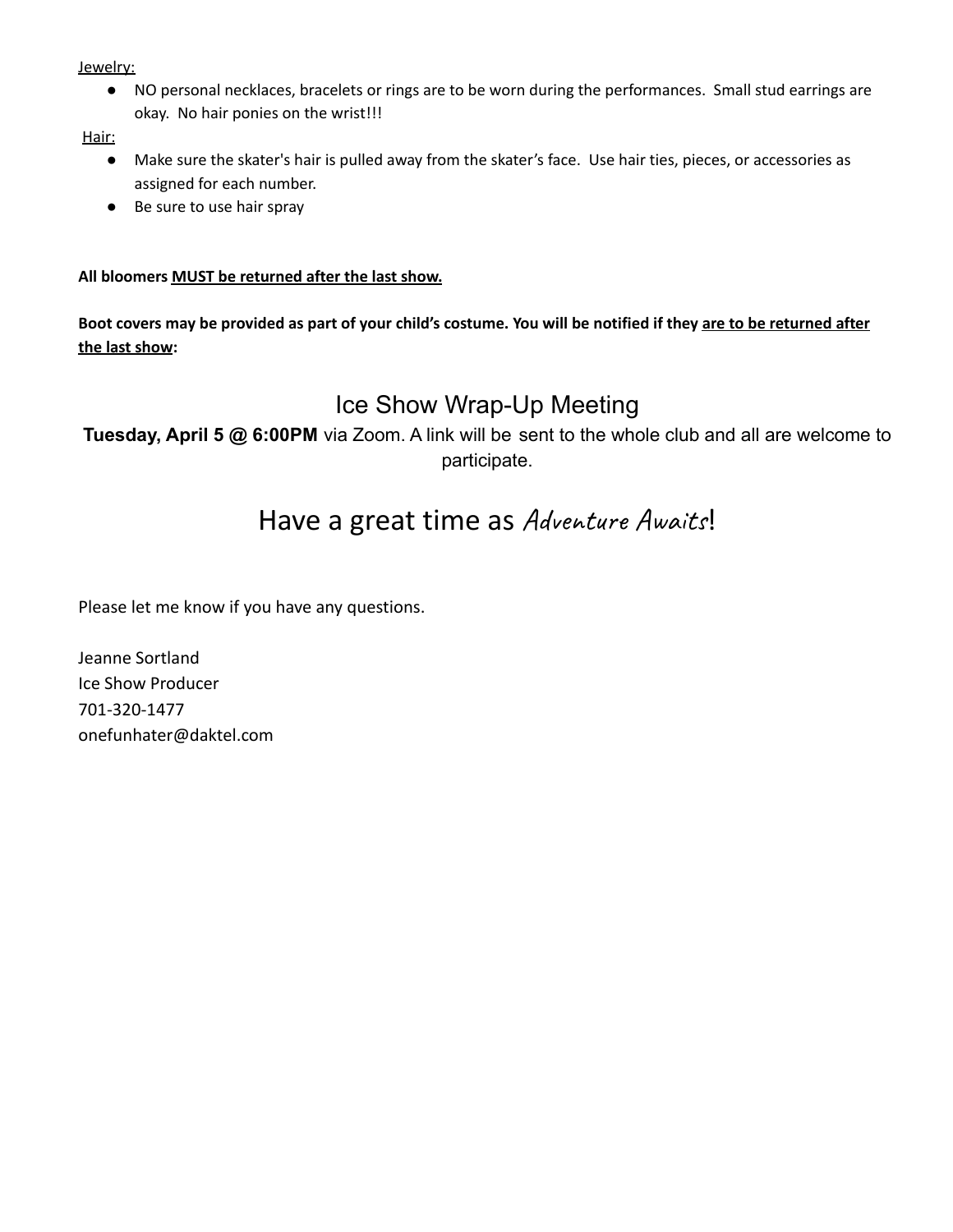Jewelry:

- NO personal necklaces, bracelets or rings are to be worn during the performances. Small stud earrings are okay. No hair ponies on the wrist!!!

Hair:

- Make sure the skater's hair is pulled away from the skater's face. Use hair ties, pieces, or accessories as assigned for each number.
- Be sure to use hair spray

**All bloomers MUST be returned after the last show.**

**Boot covers may be provided as part of your child's costume. You will be notified if they are to be returned after the last show:**

## Ice Show Wrap-Up Meeting

**Tuesday, April 5 @ 6:00PM** via Zoom. A link will be sent to the whole club and all are welcome to participate.

## Have a great time as *Adventure Awaits*!

Please let me know if you have any questions.

Jeanne Sortland
Ice Show Producer
701-320-1477
onefunhater@daktel.com